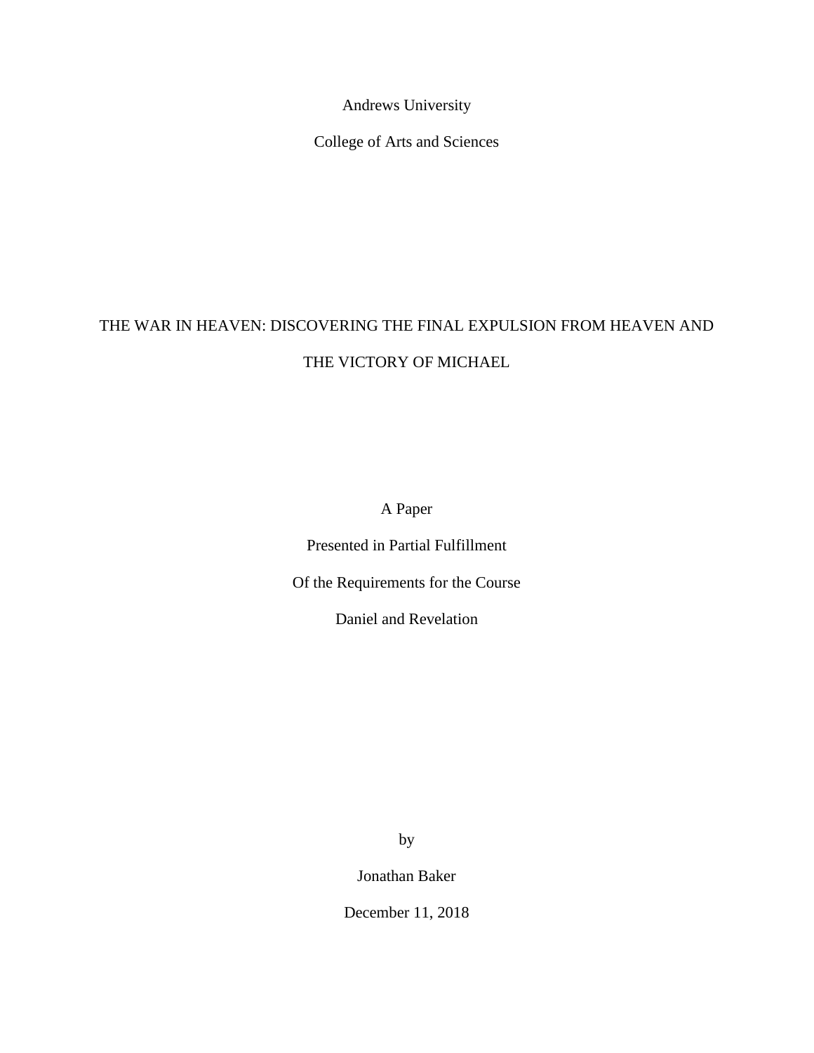Andrews University

College of Arts and Sciences

# THE WAR IN HEAVEN: DISCOVERING THE FINAL EXPULSION FROM HEAVEN AND THE VICTORY OF MICHAEL

A Paper

Presented in Partial Fulfillment

Of the Requirements for the Course

Daniel and Revelation

by

Jonathan Baker

December 11, 2018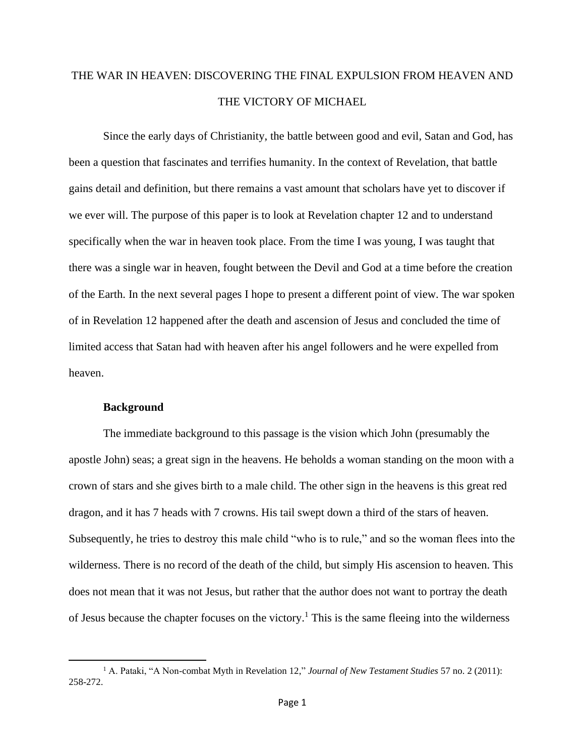# THE WAR IN HEAVEN: DISCOVERING THE FINAL EXPULSION FROM HEAVEN AND THE VICTORY OF MICHAEL

Since the early days of Christianity, the battle between good and evil, Satan and God, has been a question that fascinates and terrifies humanity. In the context of Revelation, that battle gains detail and definition, but there remains a vast amount that scholars have yet to discover if we ever will. The purpose of this paper is to look at Revelation chapter 12 and to understand specifically when the war in heaven took place. From the time I was young, I was taught that there was a single war in heaven, fought between the Devil and God at a time before the creation of the Earth. In the next several pages I hope to present a different point of view. The war spoken of in Revelation 12 happened after the death and ascension of Jesus and concluded the time of limited access that Satan had with heaven after his angel followers and he were expelled from heaven.

**Background**

The immediate background to this passage is the vision which John (presumably the apostle John) seas; a great sign in the heavens. He beholds a woman standing on the moon with a crown of stars and she gives birth to a male child. The other sign in the heavens is this great red dragon, and it has 7 heads with 7 crowns. His tail swept down a third of the stars of heaven. Subsequently, he tries to destroy this male child "who is to rule," and so the woman flees into the wilderness. There is no record of the death of the child, but simply His ascension to heaven. This does not mean that it was not Jesus, but rather that the author does not want to portray the death of Jesus because the chapter focuses on the victory.[1] This is the same fleeing into the wilderness

[1] A. Pataki, "A Non-combat Myth in Revelation 12," *Journal of New Testament Studies* 57 no. 2 (2011): 258-272.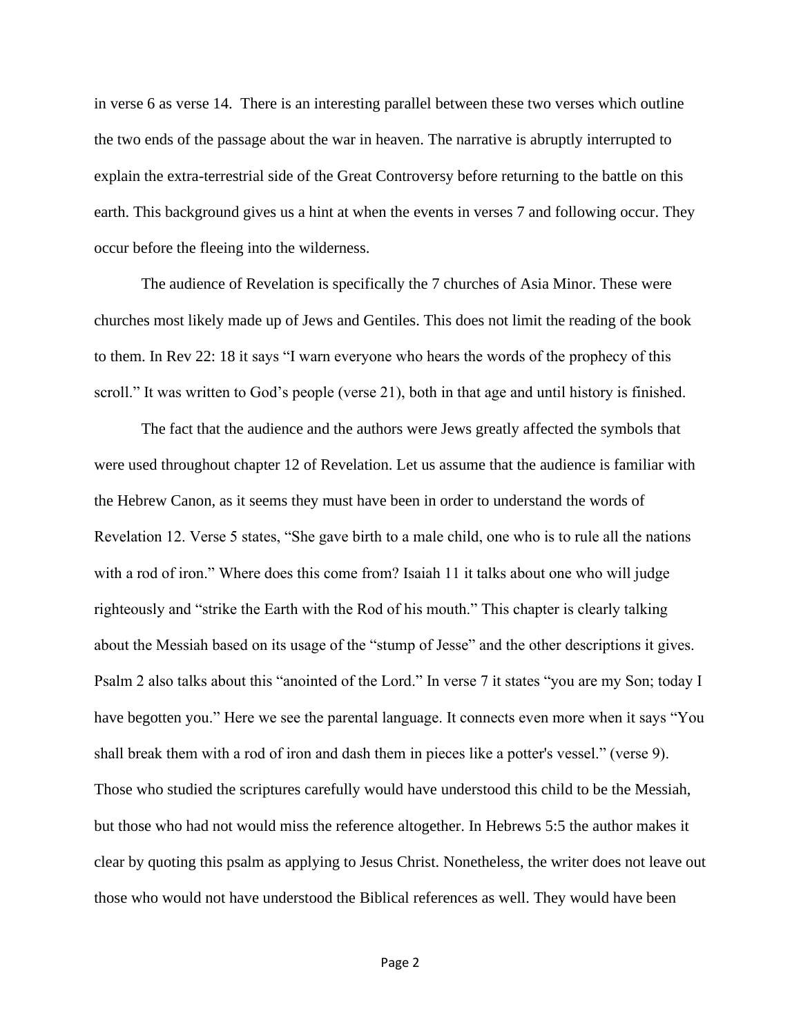in verse 6 as verse 14. There is an interesting parallel between these two verses which outline the two ends of the passage about the war in heaven. The narrative is abruptly interrupted to explain the extra-terrestrial side of the Great Controversy before returning to the battle on this earth. This background gives us a hint at when the events in verses 7 and following occur. They occur before the fleeing into the wilderness.

The audience of Revelation is specifically the 7 churches of Asia Minor. These were churches most likely made up of Jews and Gentiles. This does not limit the reading of the book to them. In Rev 22: 18 it says "I warn everyone who hears the words of the prophecy of this scroll." It was written to God's people (verse 21), both in that age and until history is finished.

The fact that the audience and the authors were Jews greatly affected the symbols that were used throughout chapter 12 of Revelation. Let us assume that the audience is familiar with the Hebrew Canon, as it seems they must have been in order to understand the words of Revelation 12. Verse 5 states, "She gave birth to a male child, one who is to rule all the nations with a rod of iron." Where does this come from? Isaiah 11 it talks about one who will judge righteously and "strike the Earth with the Rod of his mouth." This chapter is clearly talking about the Messiah based on its usage of the "stump of Jesse" and the other descriptions it gives. Psalm 2 also talks about this "anointed of the Lord." In verse 7 it states "you are my Son; today I have begotten you." Here we see the parental language. It connects even more when it says "You shall break them with a rod of iron and dash them in pieces like a potter's vessel." (verse 9). Those who studied the scriptures carefully would have understood this child to be the Messiah, but those who had not would miss the reference altogether. In Hebrews 5:5 the author makes it clear by quoting this psalm as applying to Jesus Christ. Nonetheless, the writer does not leave out those who would not have understood the Biblical references as well. They would have been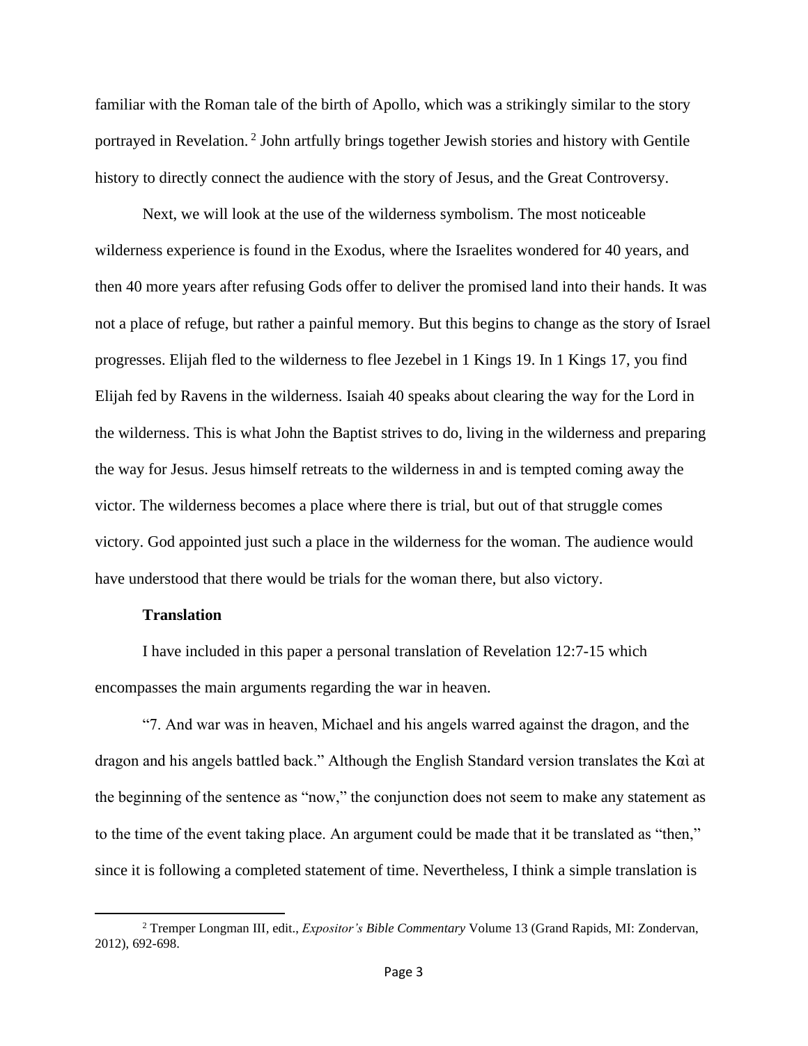familiar with the Roman tale of the birth of Apollo, which was a strikingly similar to the story portrayed in Revelation.[2] John artfully brings together Jewish stories and history with Gentile history to directly connect the audience with the story of Jesus, and the Great Controversy.

Next, we will look at the use of the wilderness symbolism. The most noticeable wilderness experience is found in the Exodus, where the Israelites wondered for 40 years, and then 40 more years after refusing Gods offer to deliver the promised land into their hands. It was not a place of refuge, but rather a painful memory. But this begins to change as the story of Israel progresses. Elijah fled to the wilderness to flee Jezebel in 1 Kings 19. In 1 Kings 17, you find Elijah fed by Ravens in the wilderness. Isaiah 40 speaks about clearing the way for the Lord in the wilderness. This is what John the Baptist strives to do, living in the wilderness and preparing the way for Jesus. Jesus himself retreats to the wilderness in and is tempted coming away the victor. The wilderness becomes a place where there is trial, but out of that struggle comes victory. God appointed just such a place in the wilderness for the woman. The audience would have understood that there would be trials for the woman there, but also victory.

**Translation**

I have included in this paper a personal translation of Revelation 12:7-15 which encompasses the main arguments regarding the war in heaven.

"7. And war was in heaven, Michael and his angels warred against the dragon, and the dragon and his angels battled back." Although the English Standard version translates the Καὶ at the beginning of the sentence as "now," the conjunction does not seem to make any statement as to the time of the event taking place. An argument could be made that it be translated as "then," since it is following a completed statement of time. Nevertheless, I think a simple translation is

[2] Tremper Longman III, edit., *Expositor's Bible Commentary* Volume 13 (Grand Rapids, MI: Zondervan, 2012), 692-698.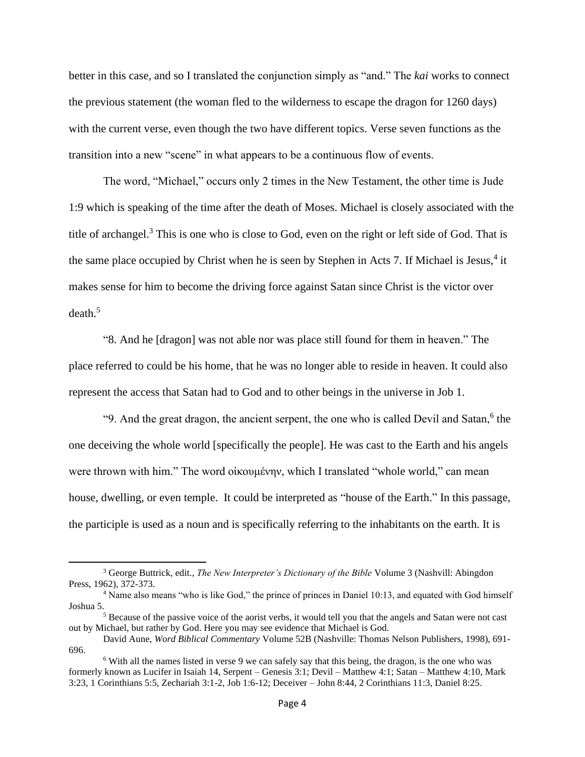better in this case, and so I translated the conjunction simply as "and." The *kai* works to connect the previous statement (the woman fled to the wilderness to escape the dragon for 1260 days) with the current verse, even though the two have different topics. Verse seven functions as the transition into a new "scene" in what appears to be a continuous flow of events.

The word, "Michael," occurs only 2 times in the New Testament, the other time is Jude 1:9 which is speaking of the time after the death of Moses. Michael is closely associated with the title of archangel.[3] This is one who is close to God, even on the right or left side of God. That is the same place occupied by Christ when he is seen by Stephen in Acts 7. If Michael is Jesus,[4] it makes sense for him to become the driving force against Satan since Christ is the victor over death.[5]

"8. And he [dragon] was not able nor was place still found for them in heaven." The place referred to could be his home, that he was no longer able to reside in heaven. It could also represent the access that Satan had to God and to other beings in the universe in Job 1.

"9. And the great dragon, the ancient serpent, the one who is called Devil and Satan,[6] the one deceiving the whole world [specifically the people]. He was cast to the Earth and his angels were thrown with him." The word οἰκουμένην, which I translated "whole world," can mean house, dwelling, or even temple. It could be interpreted as "house of the Earth." In this passage, the participle is used as a noun and is specifically referring to the inhabitants on the earth. It is

---

[3] George Buttrick, edit., *The New Interpreter's Dictionary of the Bible* Volume 3 (Nashvill: Abingdon Press, 1962), 372-373.

[4] Name also means "who is like God," the prince of princes in Daniel 10:13, and equated with God himself Joshua 5.

[5] Because of the passive voice of the aorist verbs, it would tell you that the angels and Satan were not cast out by Michael, but rather by God. Here you may see evidence that Michael is God.

David Aune, *Word Biblical Commentary* Volume 52B (Nashville: Thomas Nelson Publishers, 1998), 691-696.

[6] With all the names listed in verse 9 we can safely say that this being, the dragon, is the one who was formerly known as Lucifer in Isaiah 14, Serpent – Genesis 3:1; Devil – Matthew 4:1; Satan – Matthew 4:10, Mark 3:23, 1 Corinthians 5:5, Zechariah 3:1-2, Job 1:6-12; Deceiver – John 8:44, 2 Corinthians 11:3, Daniel 8:25.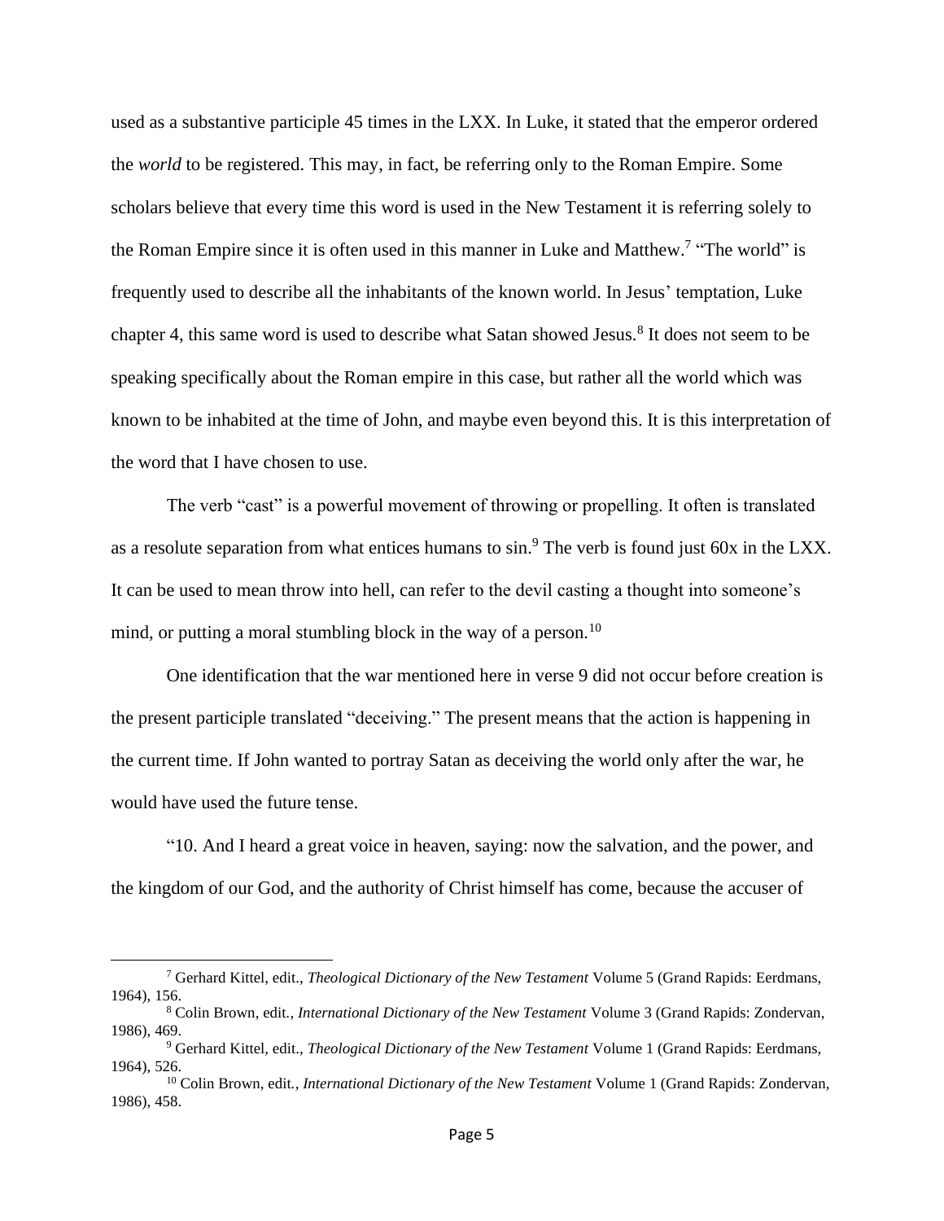used as a substantive participle 45 times in the LXX. In Luke, it stated that the emperor ordered the *world* to be registered. This may, in fact, be referring only to the Roman Empire. Some scholars believe that every time this word is used in the New Testament it is referring solely to the Roman Empire since it is often used in this manner in Luke and Matthew.[7] "The world" is frequently used to describe all the inhabitants of the known world. In Jesus' temptation, Luke chapter 4, this same word is used to describe what Satan showed Jesus.[8] It does not seem to be speaking specifically about the Roman empire in this case, but rather all the world which was known to be inhabited at the time of John, and maybe even beyond this. It is this interpretation of the word that I have chosen to use.

The verb "cast" is a powerful movement of throwing or propelling. It often is translated as a resolute separation from what entices humans to sin.[9] The verb is found just 60x in the LXX. It can be used to mean throw into hell, can refer to the devil casting a thought into someone's mind, or putting a moral stumbling block in the way of a person.[10]

One identification that the war mentioned here in verse 9 did not occur before creation is the present participle translated "deceiving." The present means that the action is happening in the current time. If John wanted to portray Satan as deceiving the world only after the war, he would have used the future tense.

"10. And I heard a great voice in heaven, saying: now the salvation, and the power, and the kingdom of our God, and the authority of Christ himself has come, because the accuser of

---

[7] Gerhard Kittel, edit., *Theological Dictionary of the New Testament* Volume 5 (Grand Rapids: Eerdmans, 1964), 156.

[8] Colin Brown, edit., *International Dictionary of the New Testament* Volume 3 (Grand Rapids: Zondervan, 1986), 469.

[9] Gerhard Kittel, edit., *Theological Dictionary of the New Testament* Volume 1 (Grand Rapids: Eerdmans, 1964), 526.

[10] Colin Brown, edit., *International Dictionary of the New Testament* Volume 1 (Grand Rapids: Zondervan, 1986), 458.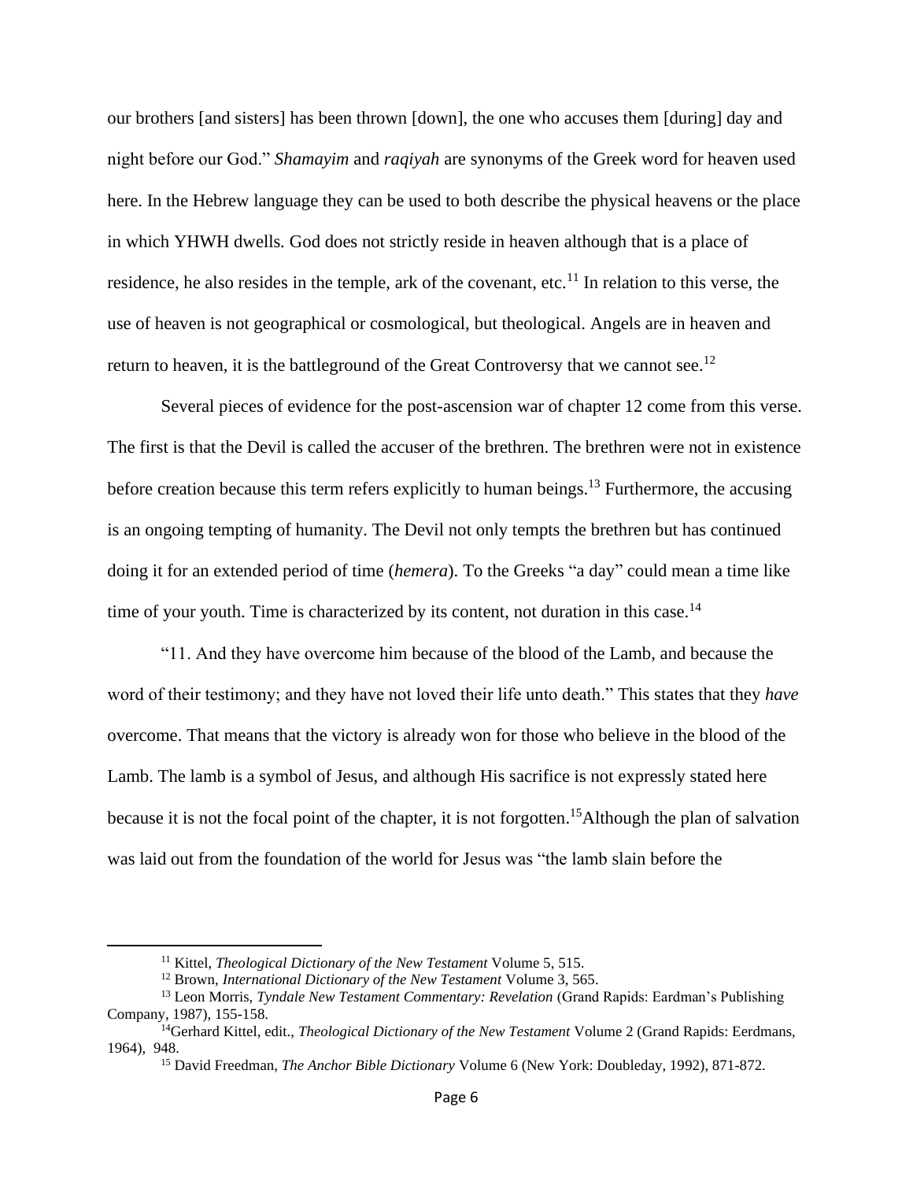our brothers [and sisters] has been thrown [down], the one who accuses them [during] day and night before our God." *Shamayim* and *raqiyah* are synonyms of the Greek word for heaven used here. In the Hebrew language they can be used to both describe the physical heavens or the place in which YHWH dwells. God does not strictly reside in heaven although that is a place of residence, he also resides in the temple, ark of the covenant, etc.[11] In relation to this verse, the use of heaven is not geographical or cosmological, but theological. Angels are in heaven and return to heaven, it is the battleground of the Great Controversy that we cannot see.[12]

Several pieces of evidence for the post-ascension war of chapter 12 come from this verse. The first is that the Devil is called the accuser of the brethren. The brethren were not in existence before creation because this term refers explicitly to human beings.[13] Furthermore, the accusing is an ongoing tempting of humanity. The Devil not only tempts the brethren but has continued doing it for an extended period of time (*hemera*). To the Greeks "a day" could mean a time like time of your youth. Time is characterized by its content, not duration in this case.[14]

"11. And they have overcome him because of the blood of the Lamb, and because the word of their testimony; and they have not loved their life unto death." This states that they *have* overcome. That means that the victory is already won for those who believe in the blood of the Lamb. The lamb is a symbol of Jesus, and although His sacrifice is not expressly stated here because it is not the focal point of the chapter, it is not forgotten.[15]Although the plan of salvation was laid out from the foundation of the world for Jesus was "the lamb slain before the

---

[11] Kittel, *Theological Dictionary of the New Testament* Volume 5, 515.

[12] Brown, *International Dictionary of the New Testament* Volume 3, 565.

[13] Leon Morris, *Tyndale New Testament Commentary: Revelation* (Grand Rapids: Eardman's Publishing Company, 1987), 155-158.

[14] Gerhard Kittel, edit., *Theological Dictionary of the New Testament* Volume 2 (Grand Rapids: Eerdmans, 1964), 948.

[15] David Freedman, *The Anchor Bible Dictionary* Volume 6 (New York: Doubleday, 1992), 871-872.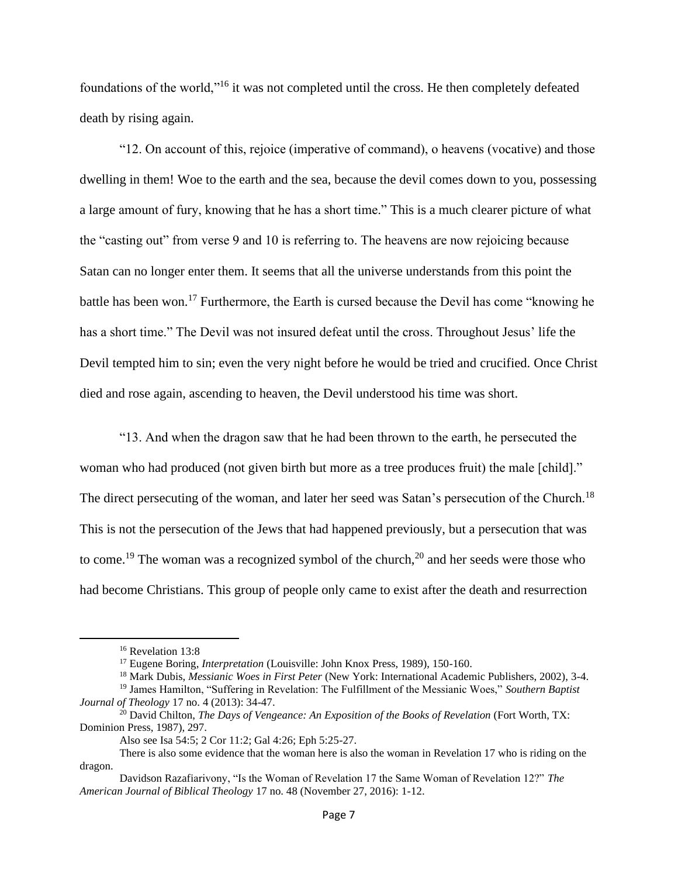foundations of the world,"[16] it was not completed until the cross. He then completely defeated death by rising again.

"12. On account of this, rejoice (imperative of command), o heavens (vocative) and those dwelling in them! Woe to the earth and the sea, because the devil comes down to you, possessing a large amount of fury, knowing that he has a short time." This is a much clearer picture of what the "casting out" from verse 9 and 10 is referring to. The heavens are now rejoicing because Satan can no longer enter them. It seems that all the universe understands from this point the battle has been won.[17] Furthermore, the Earth is cursed because the Devil has come "knowing he has a short time." The Devil was not insured defeat until the cross. Throughout Jesus' life the Devil tempted him to sin; even the very night before he would be tried and crucified. Once Christ died and rose again, ascending to heaven, the Devil understood his time was short.

"13. And when the dragon saw that he had been thrown to the earth, he persecuted the woman who had produced (not given birth but more as a tree produces fruit) the male [child]." The direct persecuting of the woman, and later her seed was Satan's persecution of the Church.[18] This is not the persecution of the Jews that had happened previously, but a persecution that was to come.[19] The woman was a recognized symbol of the church,[20] and her seeds were those who had become Christians. This group of people only came to exist after the death and resurrection

---

[16] Revelation 13:8

[17] Eugene Boring, *Interpretation* (Louisville: John Knox Press, 1989), 150-160.

[18] Mark Dubis, *Messianic Woes in First Peter* (New York: International Academic Publishers, 2002), 3-4.

[19] James Hamilton, "Suffering in Revelation: The Fulfillment of the Messianic Woes," *Southern Baptist Journal of Theology* 17 no. 4 (2013): 34-47.

[20] David Chilton, *The Days of Vengeance: An Exposition of the Books of Revelation* (Fort Worth, TX: Dominion Press, 1987), 297.

Also see Isa 54:5; 2 Cor 11:2; Gal 4:26; Eph 5:25-27.

There is also some evidence that the woman here is also the woman in Revelation 17 who is riding on the dragon.

Davidson Razafiarivony, "Is the Woman of Revelation 17 the Same Woman of Revelation 12?" *The American Journal of Biblical Theology* 17 no. 48 (November 27, 2016): 1-12.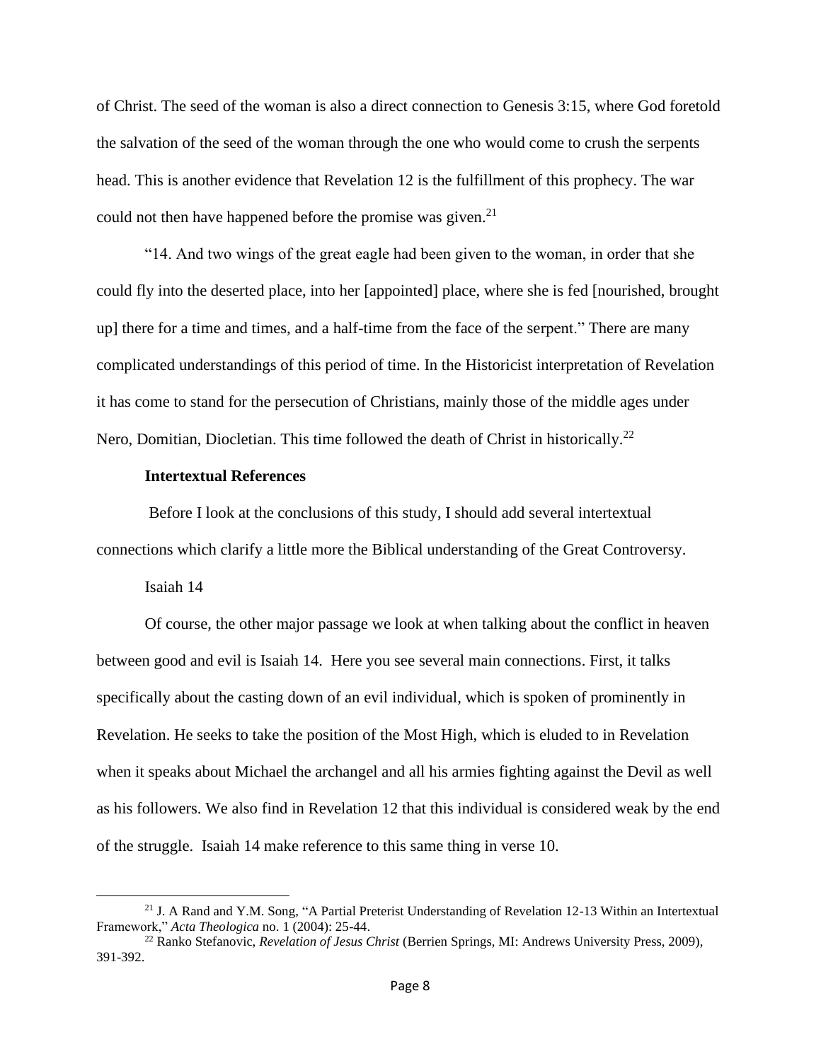of Christ. The seed of the woman is also a direct connection to Genesis 3:15, where God foretold the salvation of the seed of the woman through the one who would come to crush the serpents head. This is another evidence that Revelation 12 is the fulfillment of this prophecy. The war could not then have happened before the promise was given.[21]

"14. And two wings of the great eagle had been given to the woman, in order that she could fly into the deserted place, into her [appointed] place, where she is fed [nourished, brought up] there for a time and times, and a half-time from the face of the serpent." There are many complicated understandings of this period of time. In the Historicist interpretation of Revelation it has come to stand for the persecution of Christians, mainly those of the middle ages under Nero, Domitian, Diocletian. This time followed the death of Christ in historically.[22]

### Intertextual References

Before I look at the conclusions of this study, I should add several intertextual connections which clarify a little more the Biblical understanding of the Great Controversy.

Isaiah 14

Of course, the other major passage we look at when talking about the conflict in heaven between good and evil is Isaiah 14. Here you see several main connections. First, it talks specifically about the casting down of an evil individual, which is spoken of prominently in Revelation. He seeks to take the position of the Most High, which is eluded to in Revelation when it speaks about Michael the archangel and all his armies fighting against the Devil as well as his followers. We also find in Revelation 12 that this individual is considered weak by the end of the struggle. Isaiah 14 make reference to this same thing in verse 10.

---

[21] J. A Rand and Y.M. Song, "A Partial Preterist Understanding of Revelation 12-13 Within an Intertextual Framework," *Acta Theologica* no. 1 (2004): 25-44.

[22] Ranko Stefanovic, *Revelation of Jesus Christ* (Berrien Springs, MI: Andrews University Press, 2009), 391-392.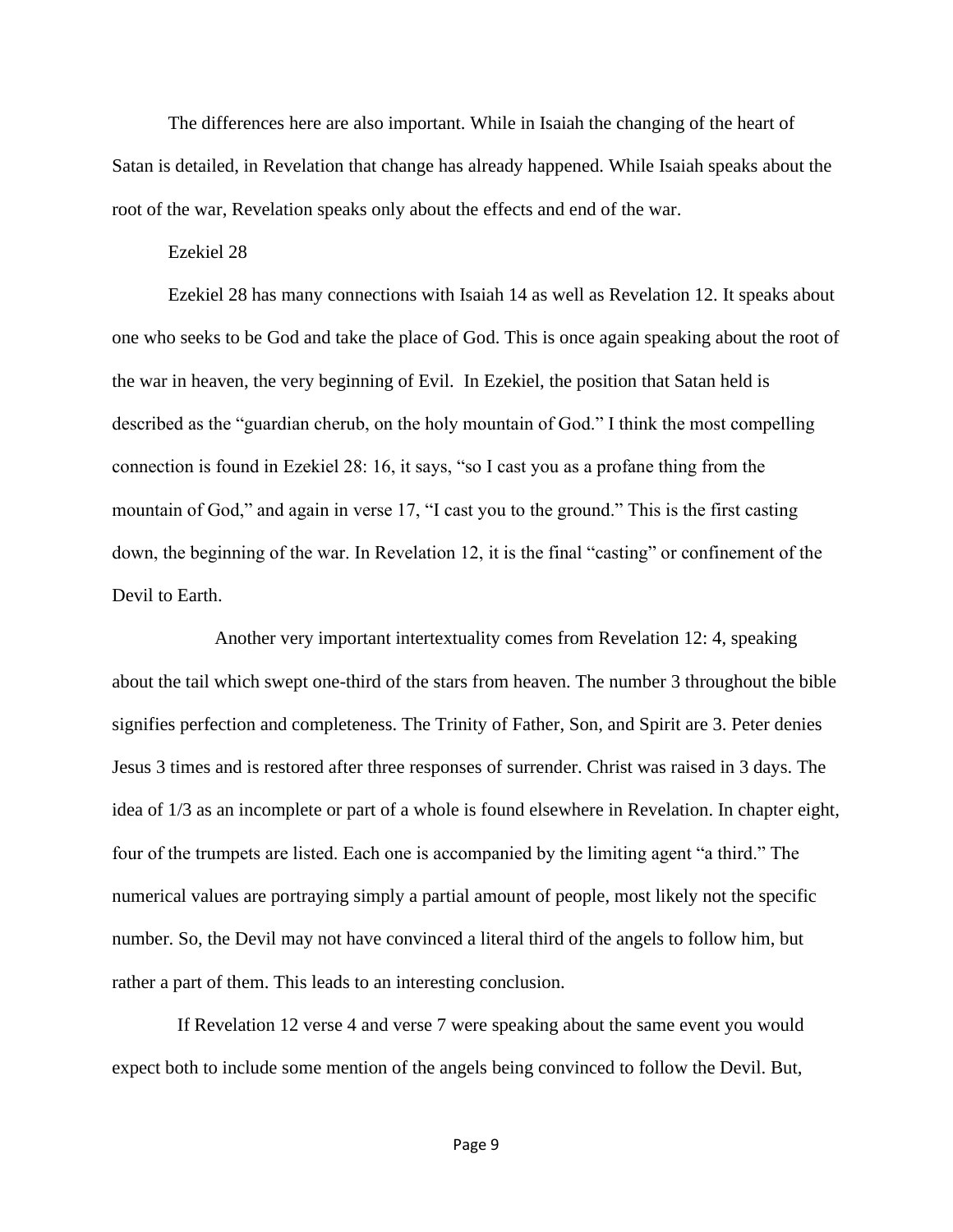The differences here are also important. While in Isaiah the changing of the heart of Satan is detailed, in Revelation that change has already happened. While Isaiah speaks about the root of the war, Revelation speaks only about the effects and end of the war.

## Ezekiel 28

Ezekiel 28 has many connections with Isaiah 14 as well as Revelation 12. It speaks about one who seeks to be God and take the place of God. This is once again speaking about the root of the war in heaven, the very beginning of Evil. In Ezekiel, the position that Satan held is described as the "guardian cherub, on the holy mountain of God." I think the most compelling connection is found in Ezekiel 28: 16, it says, "so I cast you as a profane thing from the mountain of God," and again in verse 17, "I cast you to the ground." This is the first casting down, the beginning of the war. In Revelation 12, it is the final "casting" or confinement of the Devil to Earth.

Another very important intertextuality comes from Revelation 12: 4, speaking about the tail which swept one-third of the stars from heaven. The number 3 throughout the bible signifies perfection and completeness. The Trinity of Father, Son, and Spirit are 3. Peter denies Jesus 3 times and is restored after three responses of surrender. Christ was raised in 3 days. The idea of 1/3 as an incomplete or part of a whole is found elsewhere in Revelation. In chapter eight, four of the trumpets are listed. Each one is accompanied by the limiting agent "a third." The numerical values are portraying simply a partial amount of people, most likely not the specific number. So, the Devil may not have convinced a literal third of the angels to follow him, but rather a part of them. This leads to an interesting conclusion.

If Revelation 12 verse 4 and verse 7 were speaking about the same event you would expect both to include some mention of the angels being convinced to follow the Devil. But,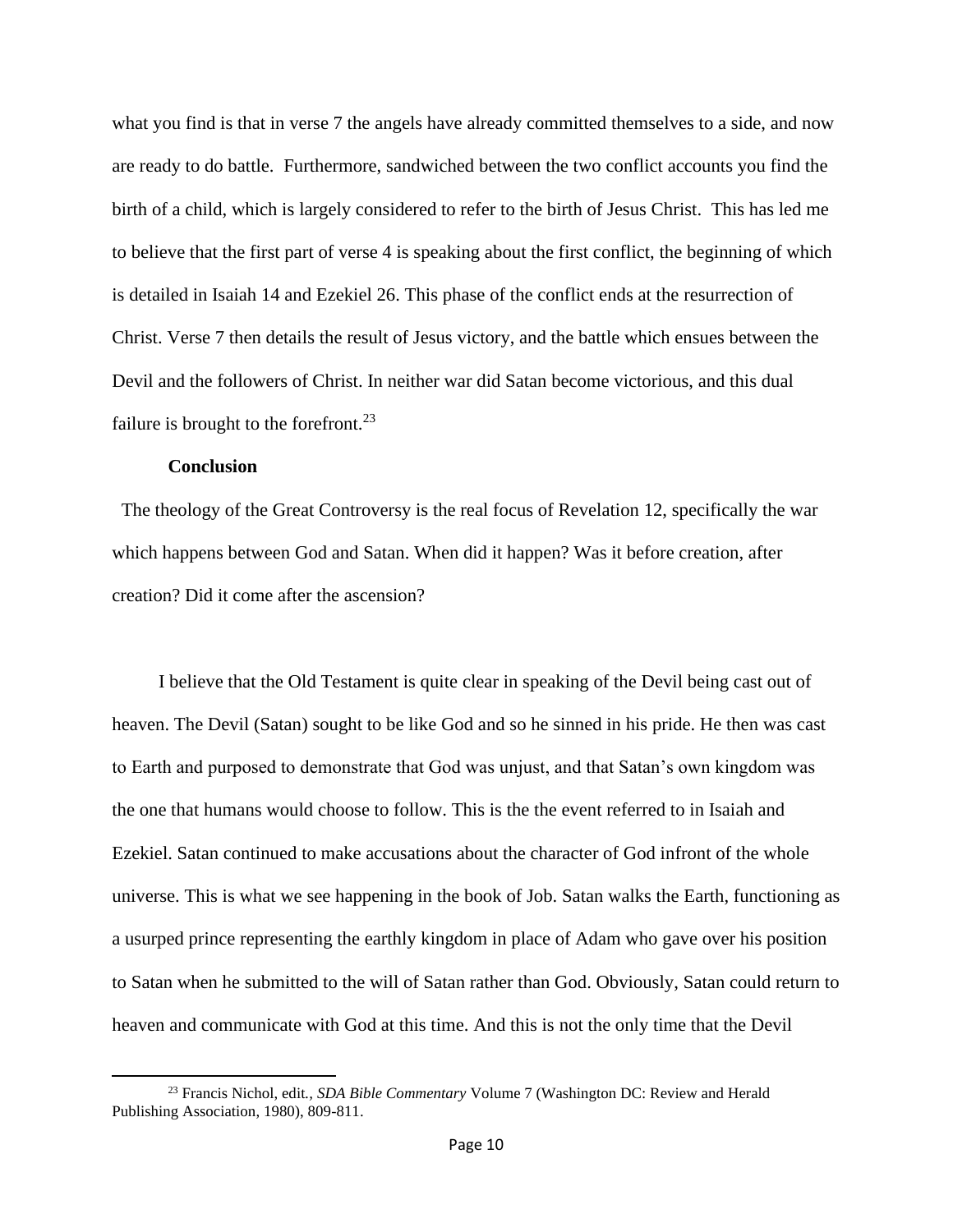what you find is that in verse 7 the angels have already committed themselves to a side, and now are ready to do battle. Furthermore, sandwiched between the two conflict accounts you find the birth of a child, which is largely considered to refer to the birth of Jesus Christ. This has led me to believe that the first part of verse 4 is speaking about the first conflict, the beginning of which is detailed in Isaiah 14 and Ezekiel 26. This phase of the conflict ends at the resurrection of Christ. Verse 7 then details the result of Jesus victory, and the battle which ensues between the Devil and the followers of Christ. In neither war did Satan become victorious, and this dual failure is brought to the forefront.[23]

**Conclusion**

The theology of the Great Controversy is the real focus of Revelation 12, specifically the war which happens between God and Satan. When did it happen? Was it before creation, after creation? Did it come after the ascension?

I believe that the Old Testament is quite clear in speaking of the Devil being cast out of heaven. The Devil (Satan) sought to be like God and so he sinned in his pride. He then was cast to Earth and purposed to demonstrate that God was unjust, and that Satan's own kingdom was the one that humans would choose to follow. This is the the event referred to in Isaiah and Ezekiel. Satan continued to make accusations about the character of God infront of the whole universe. This is what we see happening in the book of Job. Satan walks the Earth, functioning as a usurped prince representing the earthly kingdom in place of Adam who gave over his position to Satan when he submitted to the will of Satan rather than God. Obviously, Satan could return to heaven and communicate with God at this time. And this is not the only time that the Devil

[23] Francis Nichol, edit., *SDA Bible Commentary* Volume 7 (Washington DC: Review and Herald Publishing Association, 1980), 809-811.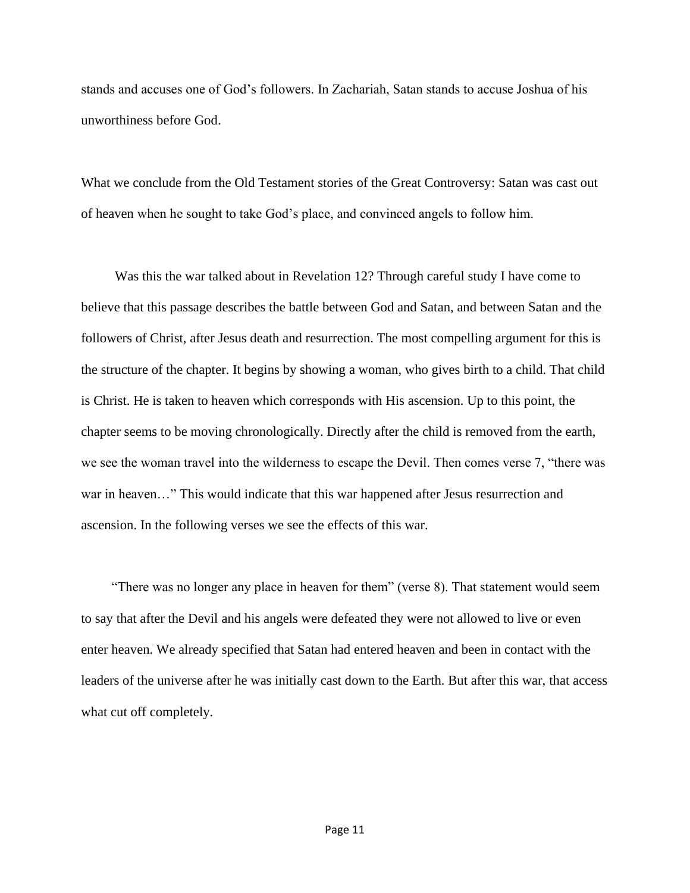stands and accuses one of God's followers. In Zachariah, Satan stands to accuse Joshua of his unworthiness before God.

What we conclude from the Old Testament stories of the Great Controversy: Satan was cast out of heaven when he sought to take God's place, and convinced angels to follow him.

Was this the war talked about in Revelation 12? Through careful study I have come to believe that this passage describes the battle between God and Satan, and between Satan and the followers of Christ, after Jesus death and resurrection. The most compelling argument for this is the structure of the chapter. It begins by showing a woman, who gives birth to a child. That child is Christ. He is taken to heaven which corresponds with His ascension. Up to this point, the chapter seems to be moving chronologically. Directly after the child is removed from the earth, we see the woman travel into the wilderness to escape the Devil. Then comes verse 7, "there was war in heaven…" This would indicate that this war happened after Jesus resurrection and ascension. In the following verses we see the effects of this war.

"There was no longer any place in heaven for them" (verse 8). That statement would seem to say that after the Devil and his angels were defeated they were not allowed to live or even enter heaven. We already specified that Satan had entered heaven and been in contact with the leaders of the universe after he was initially cast down to the Earth. But after this war, that access what cut off completely.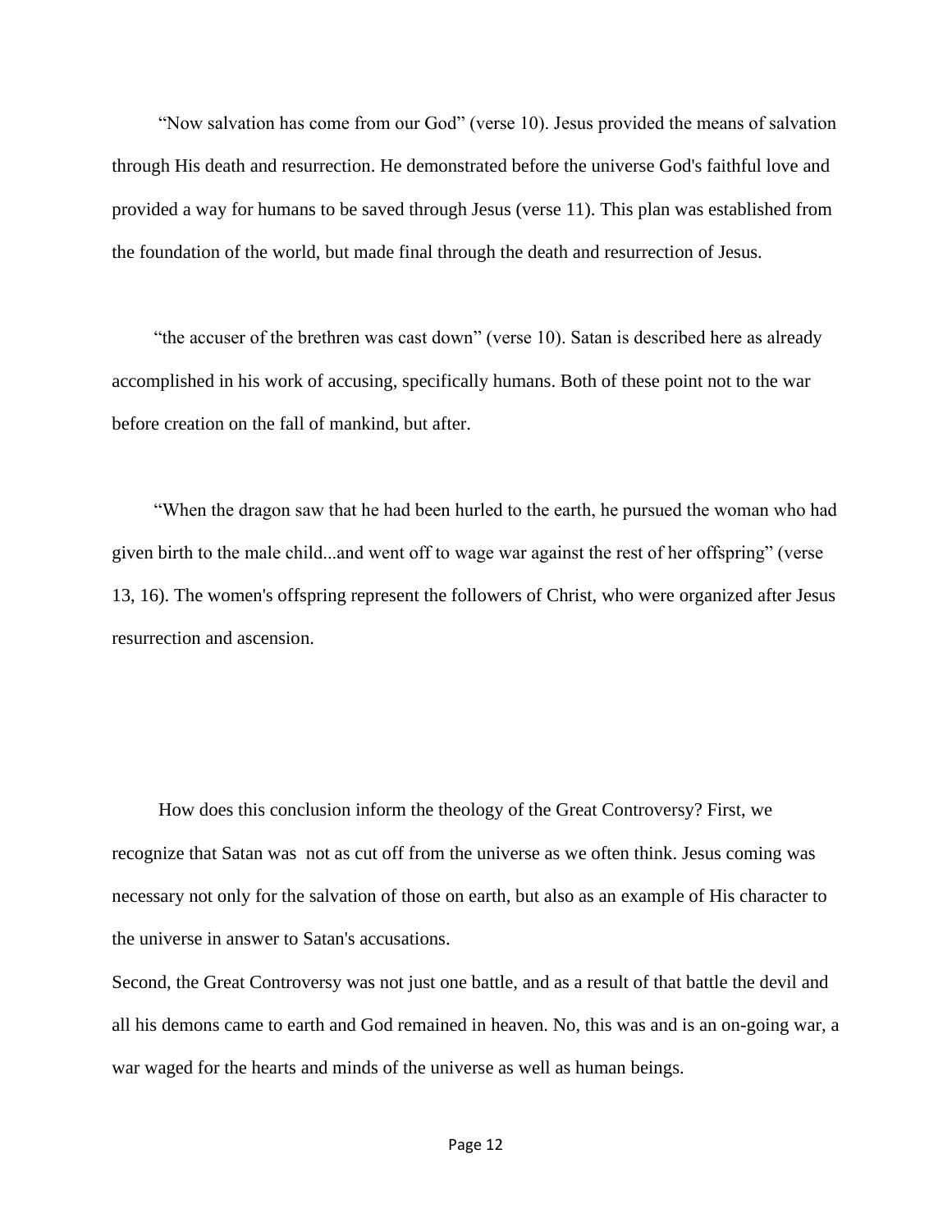"Now salvation has come from our God" (verse 10). Jesus provided the means of salvation through His death and resurrection. He demonstrated before the universe God's faithful love and provided a way for humans to be saved through Jesus (verse 11). This plan was established from the foundation of the world, but made final through the death and resurrection of Jesus.

"the accuser of the brethren was cast down" (verse 10). Satan is described here as already accomplished in his work of accusing, specifically humans. Both of these point not to the war before creation on the fall of mankind, but after.

"When the dragon saw that he had been hurled to the earth, he pursued the woman who had given birth to the male child...and went off to wage war against the rest of her offspring" (verse 13, 16). The women's offspring represent the followers of Christ, who were organized after Jesus resurrection and ascension.

How does this conclusion inform the theology of the Great Controversy? First, we recognize that Satan was not as cut off from the universe as we often think. Jesus coming was necessary not only for the salvation of those on earth, but also as an example of His character to the universe in answer to Satan's accusations.

Second, the Great Controversy was not just one battle, and as a result of that battle the devil and all his demons came to earth and God remained in heaven. No, this was and is an on-going war, a war waged for the hearts and minds of the universe as well as human beings.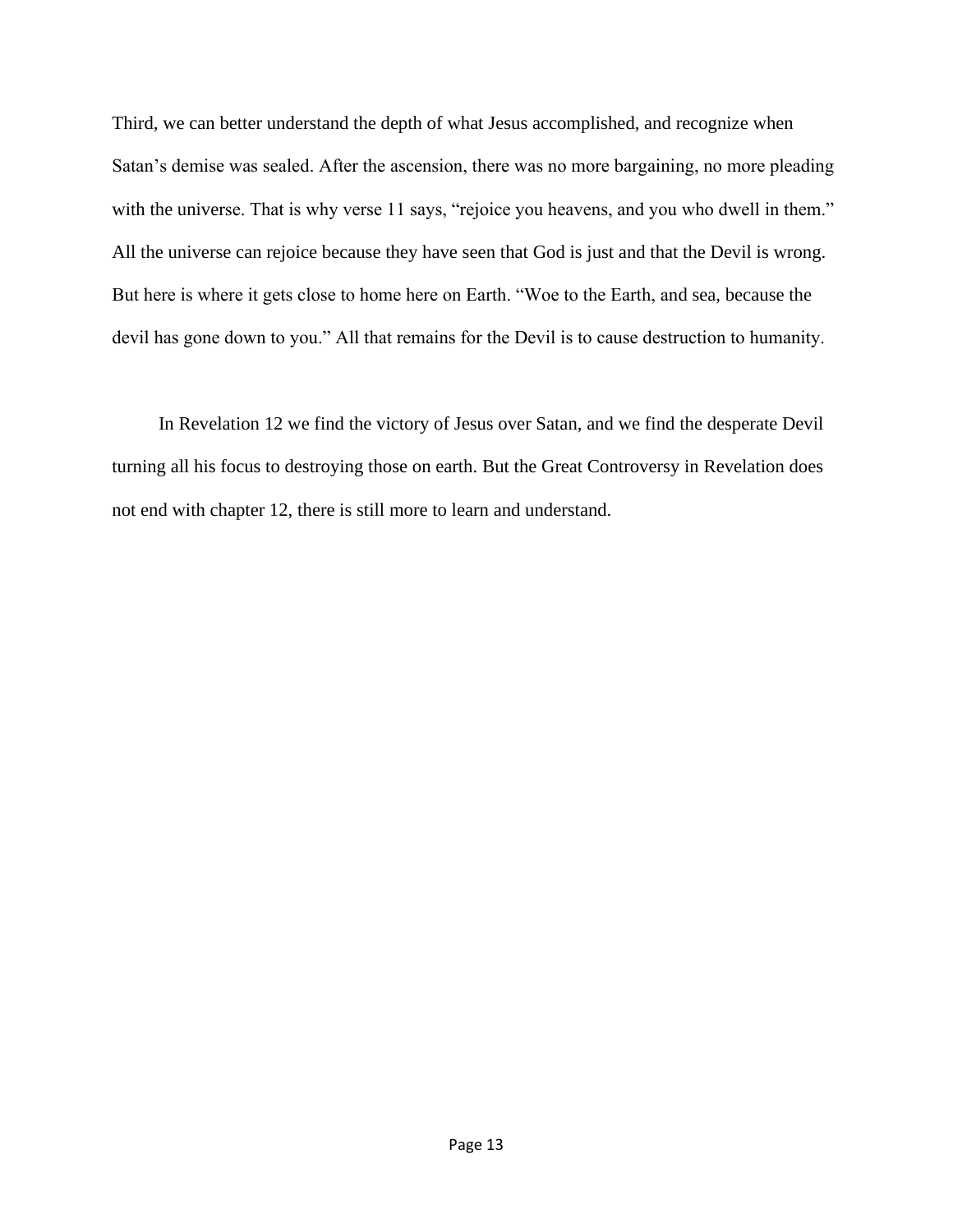Third, we can better understand the depth of what Jesus accomplished, and recognize when Satan's demise was sealed. After the ascension, there was no more bargaining, no more pleading with the universe. That is why verse 11 says, "rejoice you heavens, and you who dwell in them." All the universe can rejoice because they have seen that God is just and that the Devil is wrong. But here is where it gets close to home here on Earth. "Woe to the Earth, and sea, because the devil has gone down to you." All that remains for the Devil is to cause destruction to humanity.

In Revelation 12 we find the victory of Jesus over Satan, and we find the desperate Devil turning all his focus to destroying those on earth. But the Great Controversy in Revelation does not end with chapter 12, there is still more to learn and understand.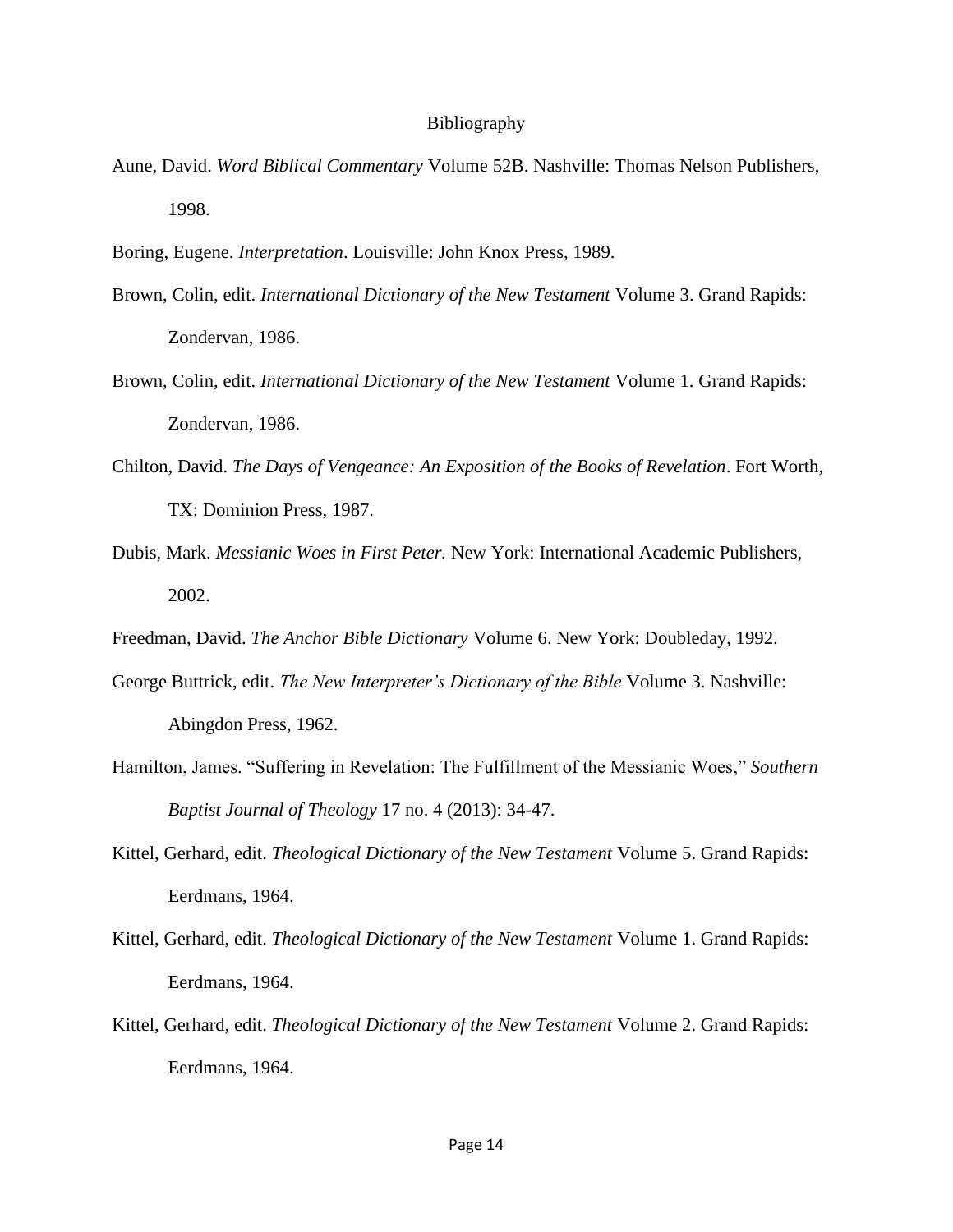# Bibliography

Aune, David. *Word Biblical Commentary* Volume 52B. Nashville: Thomas Nelson Publishers, 1998.

Boring, Eugene. *Interpretation*. Louisville: John Knox Press, 1989.

Brown, Colin, edit. *International Dictionary of the New Testament* Volume 3. Grand Rapids: Zondervan, 1986.

Brown, Colin, edit. *International Dictionary of the New Testament* Volume 1. Grand Rapids: Zondervan, 1986.

Chilton, David. *The Days of Vengeance: An Exposition of the Books of Revelation*. Fort Worth, TX: Dominion Press, 1987.

Dubis, Mark. *Messianic Woes in First Peter.* New York: International Academic Publishers, 2002.

Freedman, David. *The Anchor Bible Dictionary* Volume 6. New York: Doubleday, 1992.

George Buttrick, edit. *The New Interpreter's Dictionary of the Bible* Volume 3. Nashville: Abingdon Press, 1962.

Hamilton, James. "Suffering in Revelation: The Fulfillment of the Messianic Woes," *Southern Baptist Journal of Theology* 17 no. 4 (2013): 34-47.

Kittel, Gerhard, edit. *Theological Dictionary of the New Testament* Volume 5. Grand Rapids: Eerdmans, 1964.

Kittel, Gerhard, edit. *Theological Dictionary of the New Testament* Volume 1. Grand Rapids: Eerdmans, 1964.

Kittel, Gerhard, edit. *Theological Dictionary of the New Testament* Volume 2. Grand Rapids: Eerdmans, 1964.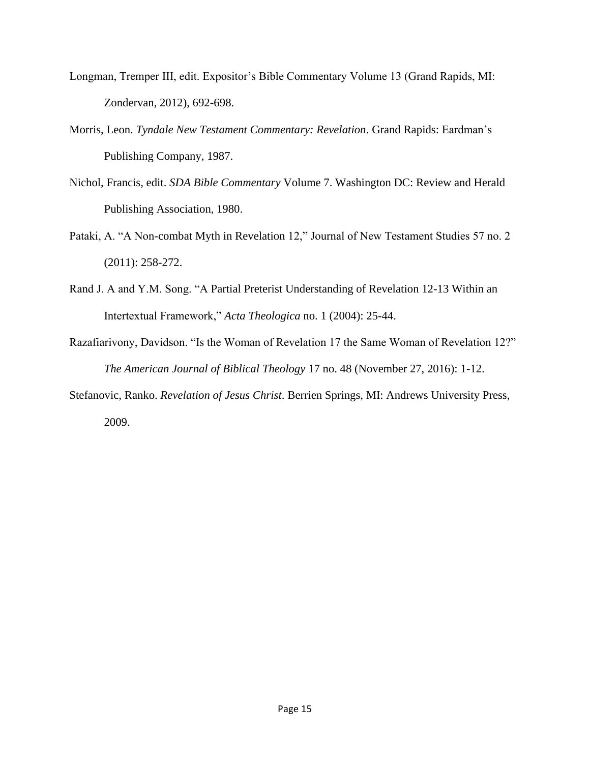Longman, Tremper III, edit. Expositor's Bible Commentary Volume 13 (Grand Rapids, MI: Zondervan, 2012), 692-698.

Morris, Leon. *Tyndale New Testament Commentary: Revelation*. Grand Rapids: Eardman's Publishing Company, 1987.

Nichol, Francis, edit. *SDA Bible Commentary* Volume 7. Washington DC: Review and Herald Publishing Association, 1980.

Pataki, A. "A Non-combat Myth in Revelation 12," Journal of New Testament Studies 57 no. 2 (2011): 258-272.

Rand J. A and Y.M. Song. "A Partial Preterist Understanding of Revelation 12-13 Within an Intertextual Framework," *Acta Theologica* no. 1 (2004): 25-44.

Razafiarivony, Davidson. "Is the Woman of Revelation 17 the Same Woman of Revelation 12?" *The American Journal of Biblical Theology* 17 no. 48 (November 27, 2016): 1-12.

Stefanovic, Ranko. *Revelation of Jesus Christ*. Berrien Springs, MI: Andrews University Press, 2009.